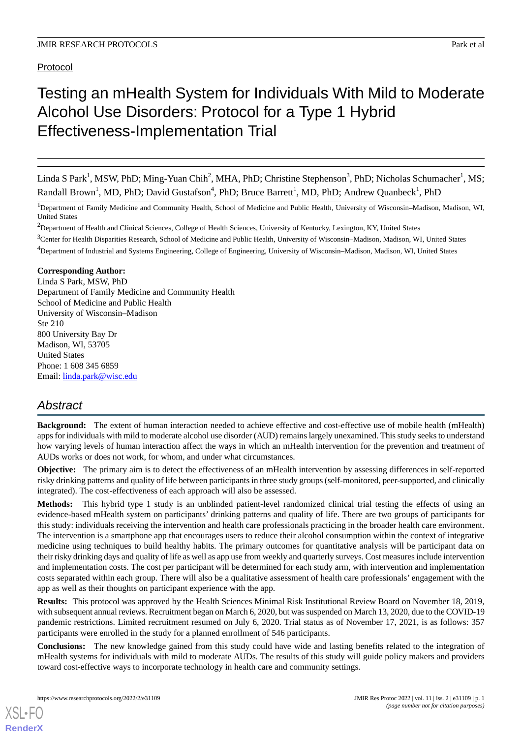Protocol

# Testing an mHealth System for Individuals With Mild to Moderate Alcohol Use Disorders: Protocol for a Type 1 Hybrid Effectiveness-Implementation Trial

Linda S Park[1], MSW, PhD; Ming-Yuan Chih[2], MHA, PhD; Christine Stephenson[3], PhD; Nicholas Schumacher[1], MS; Randall Brown[1], MD, PhD; David Gustafson[4], PhD; Bruce Barrett[1], MD, PhD; Andrew Quanbeck[1], PhD

[1]Department of Family Medicine and Community Health, School of Medicine and Public Health, University of Wisconsin–Madison, Madison, WI, United States

[2]Department of Health and Clinical Sciences, College of Health Sciences, University of Kentucky, Lexington, KY, United States

[3]Center for Health Disparities Research, School of Medicine and Public Health, University of Wisconsin–Madison, Madison, WI, United States

[4]Department of Industrial and Systems Engineering, College of Engineering, University of Wisconsin–Madison, Madison, WI, United States

**Corresponding Author:**
Linda S Park, MSW, PhD
Department of Family Medicine and Community Health
School of Medicine and Public Health
University of Wisconsin–Madison
Ste 210
800 University Bay Dr
Madison, WI, 53705
United States
Phone: 1 608 345 6859
Email: linda.park@wisc.edu

## Abstract

**Background:** The extent of human interaction needed to achieve effective and cost-effective use of mobile health (mHealth) apps for individuals with mild to moderate alcohol use disorder (AUD) remains largely unexamined. This study seeks to understand how varying levels of human interaction affect the ways in which an mHealth intervention for the prevention and treatment of AUDs works or does not work, for whom, and under what circumstances.

**Objective:** The primary aim is to detect the effectiveness of an mHealth intervention by assessing differences in self-reported risky drinking patterns and quality of life between participants in three study groups (self-monitored, peer-supported, and clinically integrated). The cost-effectiveness of each approach will also be assessed.

**Methods:** This hybrid type 1 study is an unblinded patient-level randomized clinical trial testing the effects of using an evidence-based mHealth system on participants' drinking patterns and quality of life. There are two groups of participants for this study: individuals receiving the intervention and health care professionals practicing in the broader health care environment. The intervention is a smartphone app that encourages users to reduce their alcohol consumption within the context of integrative medicine using techniques to build healthy habits. The primary outcomes for quantitative analysis will be participant data on their risky drinking days and quality of life as well as app use from weekly and quarterly surveys. Cost measures include intervention and implementation costs. The cost per participant will be determined for each study arm, with intervention and implementation costs separated within each group. There will also be a qualitative assessment of health care professionals' engagement with the app as well as their thoughts on participant experience with the app.

**Results:** This protocol was approved by the Health Sciences Minimal Risk Institutional Review Board on November 18, 2019, with subsequent annual reviews. Recruitment began on March 6, 2020, but was suspended on March 13, 2020, due to the COVID-19 pandemic restrictions. Limited recruitment resumed on July 6, 2020. Trial status as of November 17, 2021, is as follows: 357 participants were enrolled in the study for a planned enrollment of 546 participants.

**Conclusions:** The new knowledge gained from this study could have wide and lasting benefits related to the integration of mHealth systems for individuals with mild to moderate AUDs. The results of this study will guide policy makers and providers toward cost-effective ways to incorporate technology in health care and community settings.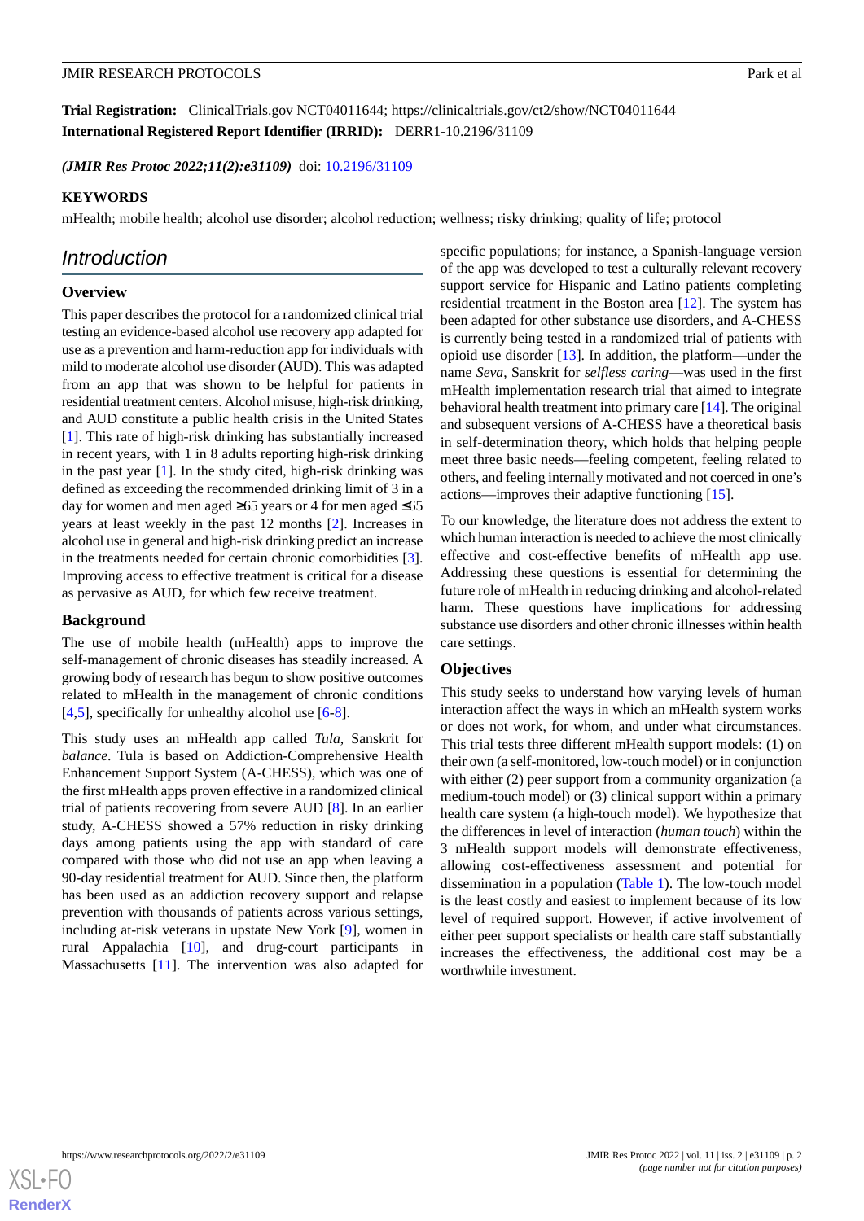**Trial Registration:** ClinicalTrials.gov NCT04011644; https://clinicaltrials.gov/ct2/show/NCT04011644

**International Registered Report Identifier (IRRID):** DERR1-10.2196/31109

*(JMIR Res Protoc 2022;11(2):e31109)* doi: 10.2196/31109

**KEYWORDS**

mHealth; mobile health; alcohol use disorder; alcohol reduction; wellness; risky drinking; quality of life; protocol

## Introduction

### Overview

This paper describes the protocol for a randomized clinical trial testing an evidence-based alcohol use recovery app adapted for use as a prevention and harm-reduction app for individuals with mild to moderate alcohol use disorder (AUD). This was adapted from an app that was shown to be helpful for patients in residential treatment centers. Alcohol misuse, high-risk drinking, and AUD constitute a public health crisis in the United States [1]. This rate of high-risk drinking has substantially increased in recent years, with 1 in 8 adults reporting high-risk drinking in the past year [1]. In the study cited, high-risk drinking was defined as exceeding the recommended drinking limit of 3 in a day for women and men aged ≥65 years or 4 for men aged ≤65 years at least weekly in the past 12 months [2]. Increases in alcohol use in general and high-risk drinking predict an increase in the treatments needed for certain chronic comorbidities [3]. Improving access to effective treatment is critical for a disease as pervasive as AUD, for which few receive treatment.

### Background

The use of mobile health (mHealth) apps to improve the self-management of chronic diseases has steadily increased. A growing body of research has begun to show positive outcomes related to mHealth in the management of chronic conditions [4,5], specifically for unhealthy alcohol use [6-8].

This study uses an mHealth app called *Tula*, Sanskrit for *balance*. Tula is based on Addiction-Comprehensive Health Enhancement Support System (A-CHESS), which was one of the first mHealth apps proven effective in a randomized clinical trial of patients recovering from severe AUD [8]. In an earlier study, A-CHESS showed a 57% reduction in risky drinking days among patients using the app with standard of care compared with those who did not use an app when leaving a 90-day residential treatment for AUD. Since then, the platform has been used as an addiction recovery support and relapse prevention with thousands of patients across various settings, including at-risk veterans in upstate New York [9], women in rural Appalachia [10], and drug-court participants in Massachusetts [11]. The intervention was also adapted for specific populations; for instance, a Spanish-language version of the app was developed to test a culturally relevant recovery support service for Hispanic and Latino patients completing residential treatment in the Boston area [12]. The system has been adapted for other substance use disorders, and A-CHESS is currently being tested in a randomized trial of patients with opioid use disorder [13]. In addition, the platform—under the name *Seva*, Sanskrit for *selfless caring*—was used in the first mHealth implementation research trial that aimed to integrate behavioral health treatment into primary care [14]. The original and subsequent versions of A-CHESS have a theoretical basis in self-determination theory, which holds that helping people meet three basic needs—feeling competent, feeling related to others, and feeling internally motivated and not coerced in one's actions—improves their adaptive functioning [15].

To our knowledge, the literature does not address the extent to which human interaction is needed to achieve the most clinically effective and cost-effective benefits of mHealth app use. Addressing these questions is essential for determining the future role of mHealth in reducing drinking and alcohol-related harm. These questions have implications for addressing substance use disorders and other chronic illnesses within health care settings.

### Objectives

This study seeks to understand how varying levels of human interaction affect the ways in which an mHealth system works or does not work, for whom, and under what circumstances. This trial tests three different mHealth support models: (1) on their own (a self-monitored, low-touch model) or in conjunction with either (2) peer support from a community organization (a medium-touch model) or (3) clinical support within a primary health care system (a high-touch model). We hypothesize that the differences in level of interaction (*human touch*) within the 3 mHealth support models will demonstrate effectiveness, allowing cost-effectiveness assessment and potential for dissemination in a population (Table 1). The low-touch model is the least costly and easiest to implement because of its low level of required support. However, if active involvement of either peer support specialists or health care staff substantially increases the effectiveness, the additional cost may be a worthwhile investment.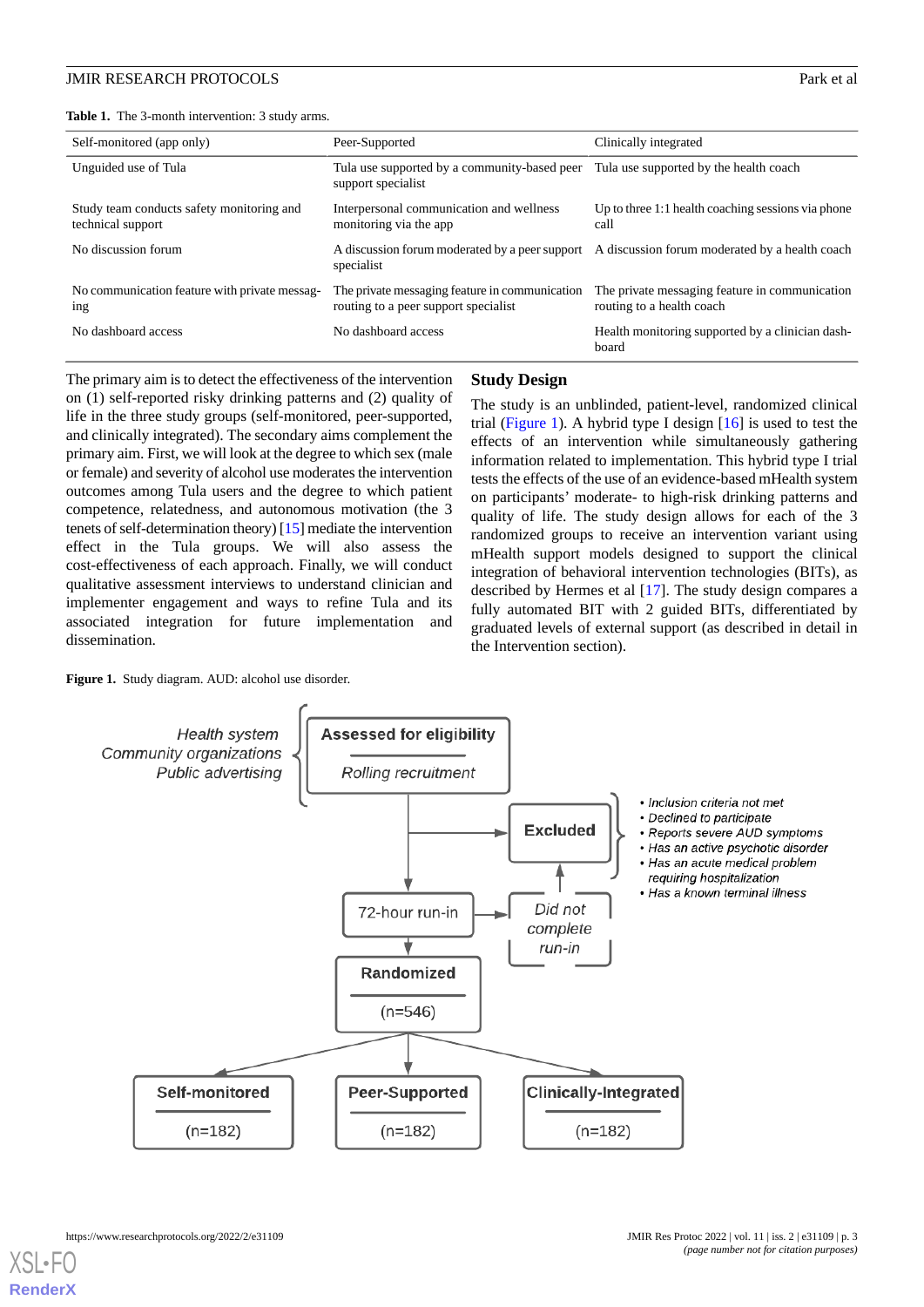**Table 1.** The 3-month intervention: 3 study arms.

| Self-monitored (app only) | Peer-Supported | Clinically integrated |
|---|---|---|
| Unguided use of Tula | Tula use supported by a community-based peer support specialist | Tula use supported by the health coach |
| Study team conducts safety monitoring and technical support | Interpersonal communication and wellness monitoring via the app | Up to three 1:1 health coaching sessions via phone call |
| No discussion forum | A discussion forum moderated by a peer support specialist | A discussion forum moderated by a health coach |
| No communication feature with private messaging | The private messaging feature in communication routing to a peer support specialist | The private messaging feature in communication routing to a health coach |
| No dashboard access | No dashboard access | Health monitoring supported by a clinician dashboard |

The primary aim is to detect the effectiveness of the intervention on (1) self-reported risky drinking patterns and (2) quality of life in the three study groups (self-monitored, peer-supported, and clinically integrated). The secondary aims complement the primary aim. First, we will look at the degree to which sex (male or female) and severity of alcohol use moderates the intervention outcomes among Tula users and the degree to which patient competence, relatedness, and autonomous motivation (the 3 tenets of self-determination theory) [15] mediate the intervention effect in the Tula groups. We will also assess the cost-effectiveness of each approach. Finally, we will conduct qualitative assessment interviews to understand clinician and implementer engagement and ways to refine Tula and its associated integration for future implementation and dissemination.

## Study Design

The study is an unblinded, patient-level, randomized clinical trial (Figure 1). A hybrid type I design [16] is used to test the effects of an intervention while simultaneously gathering information related to implementation. This hybrid type I trial tests the effects of the use of an evidence-based mHealth system on participants' moderate- to high-risk drinking patterns and quality of life. The study design allows for each of the 3 randomized groups to receive an intervention variant using mHealth support models designed to support the clinical integration of behavioral intervention technologies (BITs), as described by Hermes et al [17]. The study design compares a fully automated BIT with 2 guided BITs, differentiated by graduated levels of external support (as described in detail in the Intervention section).

**Figure 1.** Study diagram. AUD: alcohol use disorder.

*Health system*
*Community organizations*
*Public advertising*

**Assessed for eligibility** — *Rolling recruitment*

**Excluded**
- *Inclusion criteria not met*
- *Declined to participate*
- *Reports severe AUD symptoms*
- *Has an active psychotic disorder*
- *Has an acute medical problem requiring hospitalization*
- *Has a known terminal illness*

72-hour run-in → *Did not complete run-in* → Excluded

**Randomized** (n=546)

**Self-monitored** (n=182) | **Peer-Supported** (n=182) | **Clinically-Integrated** (n=182)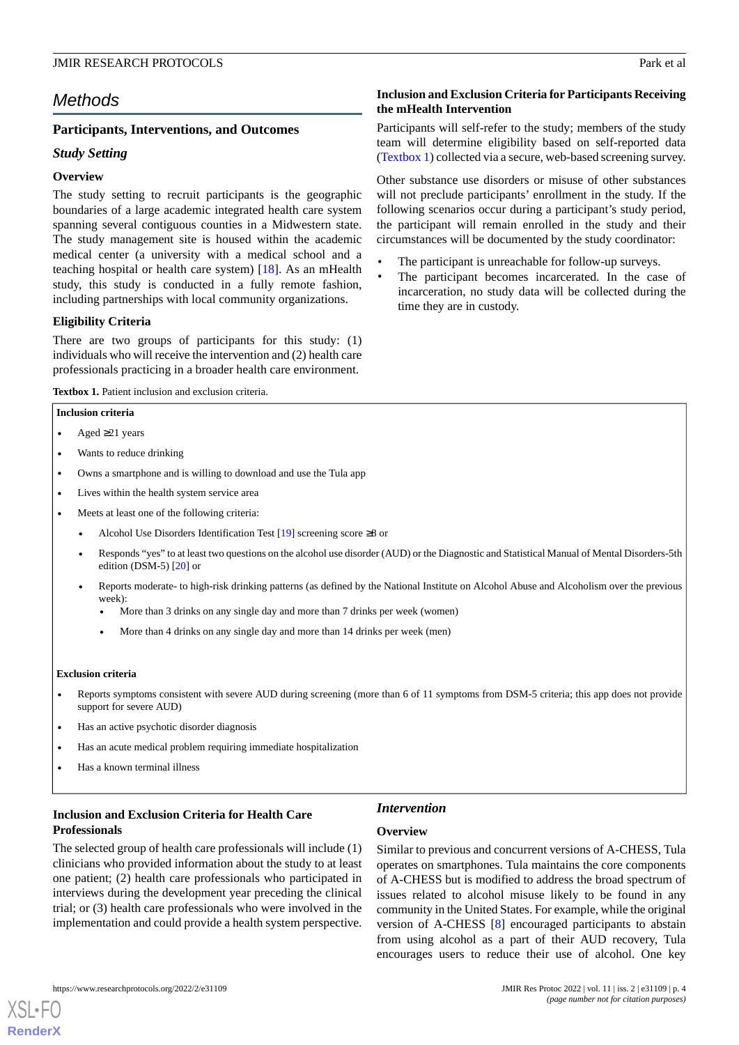# Methods

## Participants, Interventions, and Outcomes

### *Study Setting*

#### Overview

The study setting to recruit participants is the geographic boundaries of a large academic integrated health care system spanning several contiguous counties in a Midwestern state. The study management site is housed within the academic medical center (a university with a medical school and a teaching hospital or health care system) [18]. As an mHealth study, this study is conducted in a fully remote fashion, including partnerships with local community organizations.

#### Eligibility Criteria

There are two groups of participants for this study: (1) individuals who will receive the intervention and (2) health care professionals practicing in a broader health care environment.

#### Inclusion and Exclusion Criteria for Participants Receiving the mHealth Intervention

Participants will self-refer to the study; members of the study team will determine eligibility based on self-reported data (Textbox 1) collected via a secure, web-based screening survey.

Other substance use disorders or misuse of other substances will not preclude participants' enrollment in the study. If the following scenarios occur during a participant's study period, the participant will remain enrolled in the study and their circumstances will be documented by the study coordinator:

- The participant is unreachable for follow-up surveys.
- The participant becomes incarcerated. In the case of incarceration, no study data will be collected during the time they are in custody.

**Textbox 1.** Patient inclusion and exclusion criteria.

**Inclusion criteria**

- Aged ≥21 years
- Wants to reduce drinking
- Owns a smartphone and is willing to download and use the Tula app
- Lives within the health system service area
- Meets at least one of the following criteria:
  - Alcohol Use Disorders Identification Test [19] screening score ≥8 or
  - Responds "yes" to at least two questions on the alcohol use disorder (AUD) or the Diagnostic and Statistical Manual of Mental Disorders-5th edition (DSM-5) [20] or
  - Reports moderate- to high-risk drinking patterns (as defined by the National Institute on Alcohol Abuse and Alcoholism over the previous week):
    - More than 3 drinks on any single day and more than 7 drinks per week (women)
    - More than 4 drinks on any single day and more than 14 drinks per week (men)

**Exclusion criteria**

- Reports symptoms consistent with severe AUD during screening (more than 6 of 11 symptoms from DSM-5 criteria; this app does not provide support for severe AUD)
- Has an active psychotic disorder diagnosis
- Has an acute medical problem requiring immediate hospitalization
- Has a known terminal illness

#### Inclusion and Exclusion Criteria for Health Care Professionals

The selected group of health care professionals will include (1) clinicians who provided information about the study to at least one patient; (2) health care professionals who participated in interviews during the development year preceding the clinical trial; or (3) health care professionals who were involved in the implementation and could provide a health system perspective.

### *Intervention*

#### Overview

Similar to previous and concurrent versions of A-CHESS, Tula operates on smartphones. Tula maintains the core components of A-CHESS but is modified to address the broad spectrum of issues related to alcohol misuse likely to be found in any community in the United States. For example, while the original version of A-CHESS [8] encouraged participants to abstain from using alcohol as a part of their AUD recovery, Tula encourages users to reduce their use of alcohol. One key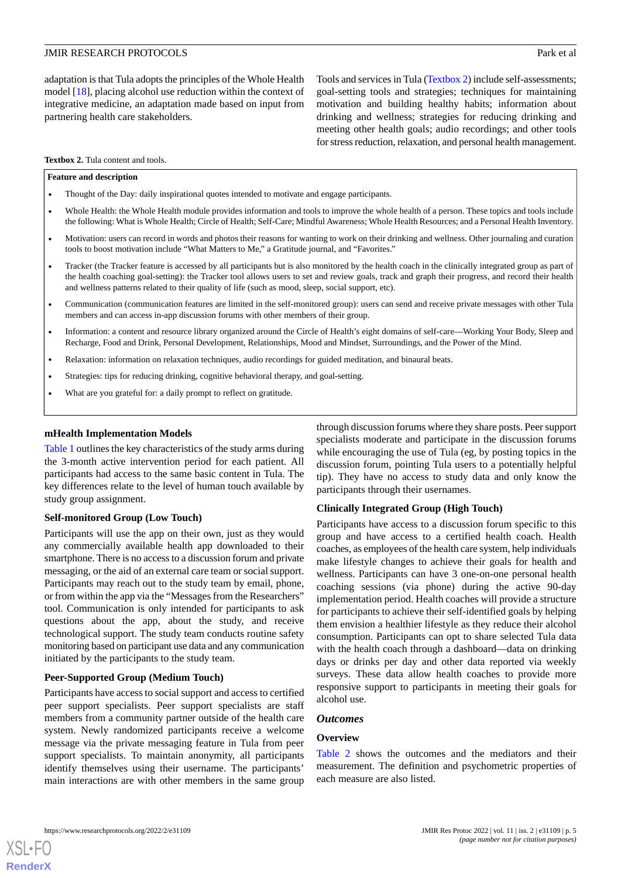adaptation is that Tula adopts the principles of the Whole Health model [18], placing alcohol use reduction within the context of integrative medicine, an adaptation made based on input from partnering health care stakeholders.

Tools and services in Tula (Textbox 2) include self-assessments; goal-setting tools and strategies; techniques for maintaining motivation and building healthy habits; information about drinking and wellness; strategies for reducing drinking and meeting other health goals; audio recordings; and other tools for stress reduction, relaxation, and personal health management.

**Textbox 2.** Tula content and tools.

**Feature and description**

- Thought of the Day: daily inspirational quotes intended to motivate and engage participants.
- Whole Health: the Whole Health module provides information and tools to improve the whole health of a person. These topics and tools include the following: What is Whole Health; Circle of Health; Self-Care; Mindful Awareness; Whole Health Resources; and a Personal Health Inventory.
- Motivation: users can record in words and photos their reasons for wanting to work on their drinking and wellness. Other journaling and curation tools to boost motivation include "What Matters to Me," a Gratitude journal, and "Favorites."
- Tracker (the Tracker feature is accessed by all participants but is also monitored by the health coach in the clinically integrated group as part of the health coaching goal-setting): the Tracker tool allows users to set and review goals, track and graph their progress, and record their health and wellness patterns related to their quality of life (such as mood, sleep, social support, etc).
- Communication (communication features are limited in the self-monitored group): users can send and receive private messages with other Tula members and can access in-app discussion forums with other members of their group.
- Information: a content and resource library organized around the Circle of Health's eight domains of self-care—Working Your Body, Sleep and Recharge, Food and Drink, Personal Development, Relationships, Mood and Mindset, Surroundings, and the Power of the Mind.
- Relaxation: information on relaxation techniques, audio recordings for guided meditation, and binaural beats.
- Strategies: tips for reducing drinking, cognitive behavioral therapy, and goal-setting.
- What are you grateful for: a daily prompt to reflect on gratitude.

### mHealth Implementation Models

Table 1 outlines the key characteristics of the study arms during the 3-month active intervention period for each patient. All participants had access to the same basic content in Tula. The key differences relate to the level of human touch available by study group assignment.

#### Self-monitored Group (Low Touch)

Participants will use the app on their own, just as they would any commercially available health app downloaded to their smartphone. There is no access to a discussion forum and private messaging, or the aid of an external care team or social support. Participants may reach out to the study team by email, phone, or from within the app via the "Messages from the Researchers" tool. Communication is only intended for participants to ask questions about the app, about the study, and receive technological support. The study team conducts routine safety monitoring based on participant use data and any communication initiated by the participants to the study team.

#### Peer-Supported Group (Medium Touch)

Participants have access to social support and access to certified peer support specialists. Peer support specialists are staff members from a community partner outside of the health care system. Newly randomized participants receive a welcome message via the private messaging feature in Tula from peer support specialists. To maintain anonymity, all participants identify themselves using their username. The participants' main interactions are with other members in the same group through discussion forums where they share posts. Peer support specialists moderate and participate in the discussion forums while encouraging the use of Tula (eg, by posting topics in the discussion forum, pointing Tula users to a potentially helpful tip). They have no access to study data and only know the participants through their usernames.

#### Clinically Integrated Group (High Touch)

Participants have access to a discussion forum specific to this group and have access to a certified health coach. Health coaches, as employees of the health care system, help individuals make lifestyle changes to achieve their goals for health and wellness. Participants can have 3 one-on-one personal health coaching sessions (via phone) during the active 90-day implementation period. Health coaches will provide a structure for participants to achieve their self-identified goals by helping them envision a healthier lifestyle as they reduce their alcohol consumption. Participants can opt to share selected Tula data with the health coach through a dashboard—data on drinking days or drinks per day and other data reported via weekly surveys. These data allow health coaches to provide more responsive support to participants in meeting their goals for alcohol use.

### *Outcomes*

#### Overview

Table 2 shows the outcomes and the mediators and their measurement. The definition and psychometric properties of each measure are also listed.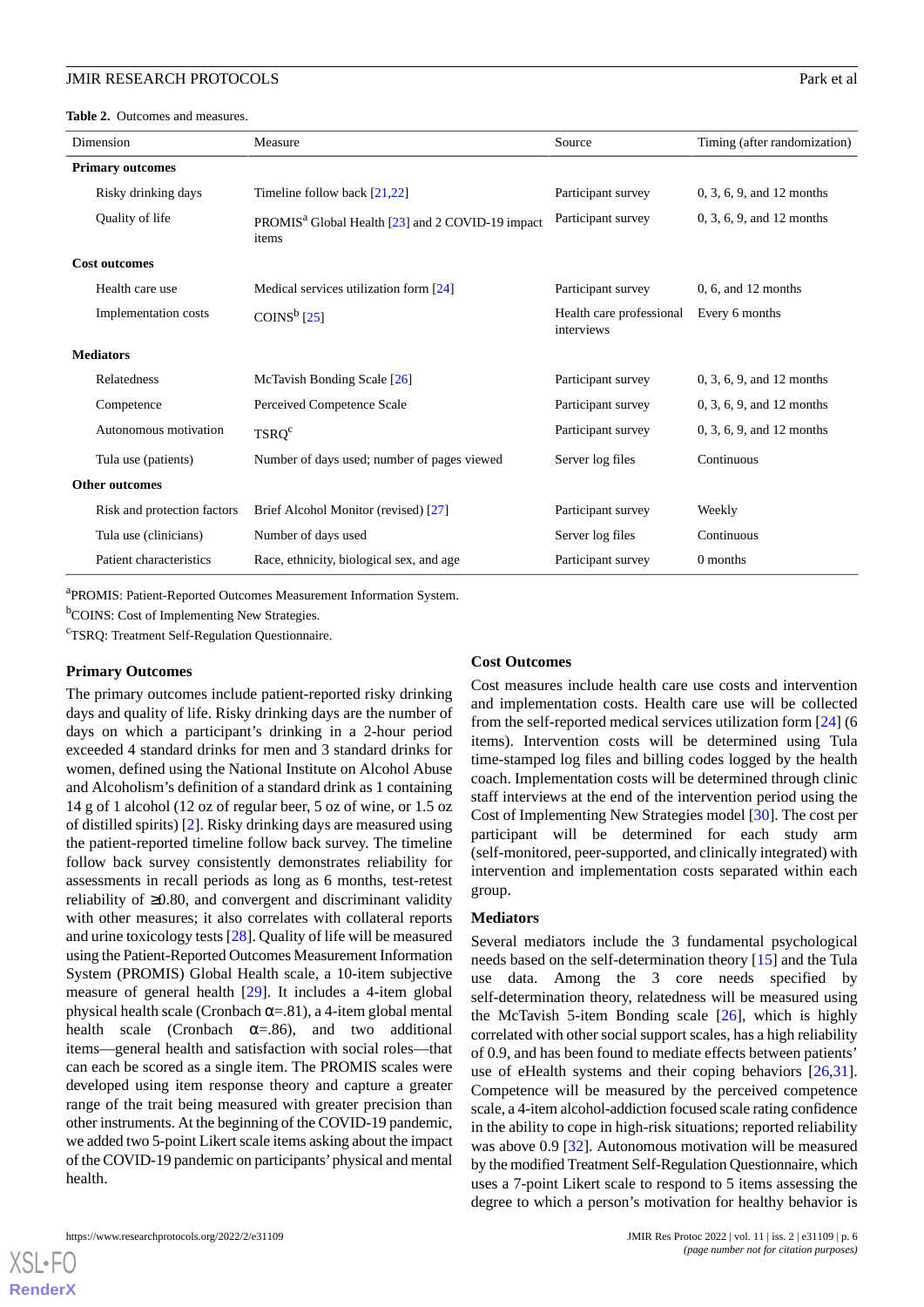**Table 2.** Outcomes and measures.

| Dimension | Measure | Source | Timing (after randomization) |
|---|---|---|---|
| **Primary outcomes** | | | |
| Risky drinking days | Timeline follow back [21,22] | Participant survey | 0, 3, 6, 9, and 12 months |
| Quality of life | PROMIS[a] Global Health [23] and 2 COVID-19 impact items | Participant survey | 0, 3, 6, 9, and 12 months |
| **Cost outcomes** | | | |
| Health care use | Medical services utilization form [24] | Participant survey | 0, 6, and 12 months |
| Implementation costs | COINS[b] [25] | Health care professional interviews | Every 6 months |
| **Mediators** | | | |
| Relatedness | McTavish Bonding Scale [26] | Participant survey | 0, 3, 6, 9, and 12 months |
| Competence | Perceived Competence Scale | Participant survey | 0, 3, 6, 9, and 12 months |
| Autonomous motivation | TSRQ[c] | Participant survey | 0, 3, 6, 9, and 12 months |
| Tula use (patients) | Number of days used; number of pages viewed | Server log files | Continuous |
| **Other outcomes** | | | |
| Risk and protection factors | Brief Alcohol Monitor (revised) [27] | Participant survey | Weekly |
| Tula use (clinicians) | Number of days used | Server log files | Continuous |
| Patient characteristics | Race, ethnicity, biological sex, and age | Participant survey | 0 months |

[a]PROMIS: Patient-Reported Outcomes Measurement Information System.

[b]COINS: Cost of Implementing New Strategies.

[c]TSRQ: Treatment Self-Regulation Questionnaire.

### Primary Outcomes

The primary outcomes include patient-reported risky drinking days and quality of life. Risky drinking days are the number of days on which a participant's drinking in a 2-hour period exceeded 4 standard drinks for men and 3 standard drinks for women, defined using the National Institute on Alcohol Abuse and Alcoholism's definition of a standard drink as 1 containing 14 g of 1 alcohol (12 oz of regular beer, 5 oz of wine, or 1.5 oz of distilled spirits) [2]. Risky drinking days are measured using the patient-reported timeline follow back survey. The timeline follow back survey consistently demonstrates reliability for assessments in recall periods as long as 6 months, test-retest reliability of ≥0.80, and convergent and discriminant validity with other measures; it also correlates with collateral reports and urine toxicology tests [28]. Quality of life will be measured using the Patient-Reported Outcomes Measurement Information System (PROMIS) Global Health scale, a 10-item subjective measure of general health [29]. It includes a 4-item global physical health scale (Cronbach α=.81), a 4-item global mental health scale (Cronbach α=.86), and two additional items—general health and satisfaction with social roles—that can each be scored as a single item. The PROMIS scales were developed using item response theory and capture a greater range of the trait being measured with greater precision than other instruments. At the beginning of the COVID-19 pandemic, we added two 5-point Likert scale items asking about the impact of the COVID-19 pandemic on participants' physical and mental health.

### Cost Outcomes

Cost measures include health care use costs and intervention and implementation costs. Health care use will be collected from the self-reported medical services utilization form [24] (6 items). Intervention costs will be determined using Tula time-stamped log files and billing codes logged by the health coach. Implementation costs will be determined through clinic staff interviews at the end of the intervention period using the Cost of Implementing New Strategies model [30]. The cost per participant will be determined for each study arm (self-monitored, peer-supported, and clinically integrated) with intervention and implementation costs separated within each group.

### Mediators

Several mediators include the 3 fundamental psychological needs based on the self-determination theory [15] and the Tula use data. Among the 3 core needs specified by self-determination theory, relatedness will be measured using the McTavish 5-item Bonding scale [26], which is highly correlated with other social support scales, has a high reliability of 0.9, and has been found to mediate effects between patients' use of eHealth systems and their coping behaviors [26,31]. Competence will be measured by the perceived competence scale, a 4-item alcohol-addiction focused scale rating confidence in the ability to cope in high-risk situations; reported reliability was above 0.9 [32]. Autonomous motivation will be measured by the modified Treatment Self-Regulation Questionnaire, which uses a 7-point Likert scale to respond to 5 items assessing the degree to which a person's motivation for healthy behavior is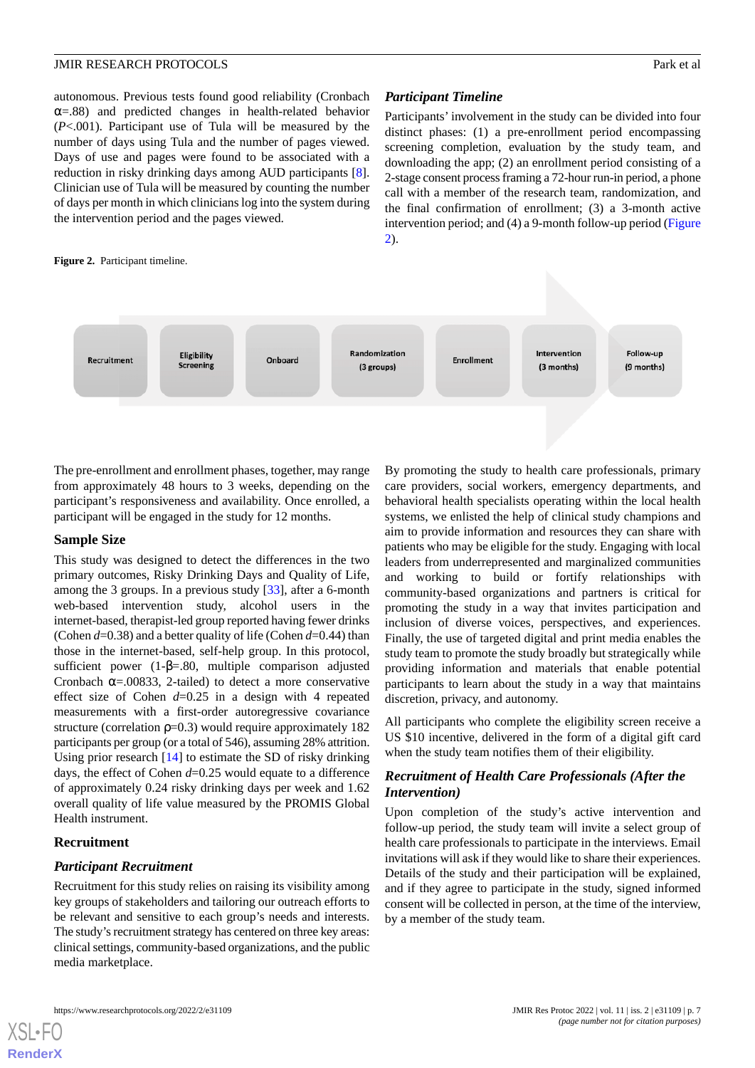autonomous. Previous tests found good reliability (Cronbach α=.88) and predicted changes in health-related behavior ($P$<.001). Participant use of Tula will be measured by the number of days using Tula and the number of pages viewed. Days of use and pages were found to be associated with a reduction in risky drinking days among AUD participants [8]. Clinician use of Tula will be measured by counting the number of days per month in which clinicians log into the system during the intervention period and the pages viewed.

### Participant Timeline

Participants' involvement in the study can be divided into four distinct phases: (1) a pre-enrollment period encompassing screening completion, evaluation by the study team, and downloading the app; (2) an enrollment period consisting of a 2-stage consent process framing a 72-hour run-in period, a phone call with a member of the research team, randomization, and the final confirmation of enrollment; (3) a 3-month active intervention period; and (4) a 9-month follow-up period (Figure 2).

**Figure 2.** Participant timeline.

Recruitment → Eligibility Screening → Onboard → Randomization (3 groups) → Enrollment → Intervention (3 months) → Follow-up (9 months)

The pre-enrollment and enrollment phases, together, may range from approximately 48 hours to 3 weeks, depending on the participant's responsiveness and availability. Once enrolled, a participant will be engaged in the study for 12 months.

## Sample Size

This study was designed to detect the differences in the two primary outcomes, Risky Drinking Days and Quality of Life, among the 3 groups. In a previous study [33], after a 6-month web-based intervention study, alcohol users in the internet-based, therapist-led group reported having fewer drinks (Cohen $d$=0.38) and a better quality of life (Cohen $d$=0.44) than those in the internet-based, self-help group. In this protocol, sufficient power (1-β=.80, multiple comparison adjusted Cronbach α=.00833, 2-tailed) to detect a more conservative effect size of Cohen $d$=0.25 in a design with 4 repeated measurements with a first-order autoregressive covariance structure (correlation ρ=0.3) would require approximately 182 participants per group (or a total of 546), assuming 28% attrition. Using prior research [14] to estimate the SD of risky drinking days, the effect of Cohen $d$=0.25 would equate to a difference of approximately 0.24 risky drinking days per week and 1.62 overall quality of life value measured by the PROMIS Global Health instrument.

## Recruitment

### Participant Recruitment

Recruitment for this study relies on raising its visibility among key groups of stakeholders and tailoring our outreach efforts to be relevant and sensitive to each group's needs and interests. The study's recruitment strategy has centered on three key areas: clinical settings, community-based organizations, and the public media marketplace.

By promoting the study to health care professionals, primary care providers, social workers, emergency departments, and behavioral health specialists operating within the local health systems, we enlisted the help of clinical study champions and aim to provide information and resources they can share with patients who may be eligible for the study. Engaging with local leaders from underrepresented and marginalized communities and working to build or fortify relationships with community-based organizations and partners is critical for promoting the study in a way that invites participation and inclusion of diverse voices, perspectives, and experiences. Finally, the use of targeted digital and print media enables the study team to promote the study broadly but strategically while providing information and materials that enable potential participants to learn about the study in a way that maintains discretion, privacy, and autonomy.

All participants who complete the eligibility screen receive a US $10 incentive, delivered in the form of a digital gift card when the study team notifies them of their eligibility.

### Recruitment of Health Care Professionals (After the Intervention)

Upon completion of the study's active intervention and follow-up period, the study team will invite a select group of health care professionals to participate in the interviews. Email invitations will ask if they would like to share their experiences. Details of the study and their participation will be explained, and if they agree to participate in the study, signed informed consent will be collected in person, at the time of the interview, by a member of the study team.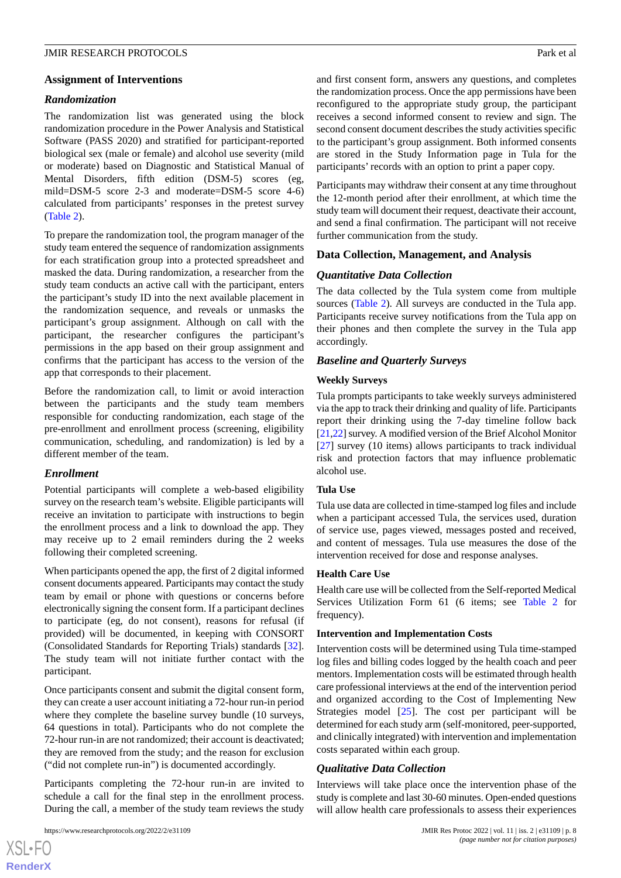## Assignment of Interventions

### Randomization

The randomization list was generated using the block randomization procedure in the Power Analysis and Statistical Software (PASS 2020) and stratified for participant-reported biological sex (male or female) and alcohol use severity (mild or moderate) based on Diagnostic and Statistical Manual of Mental Disorders, fifth edition (DSM-5) scores (eg, mild=DSM-5 score 2-3 and moderate=DSM-5 score 4-6) calculated from participants' responses in the pretest survey (Table 2).

To prepare the randomization tool, the program manager of the study team entered the sequence of randomization assignments for each stratification group into a protected spreadsheet and masked the data. During randomization, a researcher from the study team conducts an active call with the participant, enters the participant's study ID into the next available placement in the randomization sequence, and reveals or unmasks the participant's group assignment. Although on call with the participant, the researcher configures the participant's permissions in the app based on their group assignment and confirms that the participant has access to the version of the app that corresponds to their placement.

Before the randomization call, to limit or avoid interaction between the participants and the study team members responsible for conducting randomization, each stage of the pre-enrollment and enrollment process (screening, eligibility communication, scheduling, and randomization) is led by a different member of the team.

### Enrollment

Potential participants will complete a web-based eligibility survey on the research team's website. Eligible participants will receive an invitation to participate with instructions to begin the enrollment process and a link to download the app. They may receive up to 2 email reminders during the 2 weeks following their completed screening.

When participants opened the app, the first of 2 digital informed consent documents appeared. Participants may contact the study team by email or phone with questions or concerns before electronically signing the consent form. If a participant declines to participate (eg, do not consent), reasons for refusal (if provided) will be documented, in keeping with CONSORT (Consolidated Standards for Reporting Trials) standards [32]. The study team will not initiate further contact with the participant.

Once participants consent and submit the digital consent form, they can create a user account initiating a 72-hour run-in period where they complete the baseline survey bundle (10 surveys, 64 questions in total). Participants who do not complete the 72-hour run-in are not randomized; their account is deactivated; they are removed from the study; and the reason for exclusion ("did not complete run-in") is documented accordingly.

Participants completing the 72-hour run-in are invited to schedule a call for the final step in the enrollment process. During the call, a member of the study team reviews the study and first consent form, answers any questions, and completes the randomization process. Once the app permissions have been reconfigured to the appropriate study group, the participant receives a second informed consent to review and sign. The second consent document describes the study activities specific to the participant's group assignment. Both informed consents are stored in the Study Information page in Tula for the participants' records with an option to print a paper copy.

Participants may withdraw their consent at any time throughout the 12-month period after their enrollment, at which time the study team will document their request, deactivate their account, and send a final confirmation. The participant will not receive further communication from the study.

## Data Collection, Management, and Analysis

### Quantitative Data Collection

The data collected by the Tula system come from multiple sources (Table 2). All surveys are conducted in the Tula app. Participants receive survey notifications from the Tula app on their phones and then complete the survey in the Tula app accordingly.

### Baseline and Quarterly Surveys

#### Weekly Surveys

Tula prompts participants to take weekly surveys administered via the app to track their drinking and quality of life. Participants report their drinking using the 7-day timeline follow back [21,22] survey. A modified version of the Brief Alcohol Monitor [27] survey (10 items) allows participants to track individual risk and protection factors that may influence problematic alcohol use.

#### Tula Use

Tula use data are collected in time-stamped log files and include when a participant accessed Tula, the services used, duration of service use, pages viewed, messages posted and received, and content of messages. Tula use measures the dose of the intervention received for dose and response analyses.

#### Health Care Use

Health care use will be collected from the Self-reported Medical Services Utilization Form 61 (6 items; see Table 2 for frequency).

#### Intervention and Implementation Costs

Intervention costs will be determined using Tula time-stamped log files and billing codes logged by the health coach and peer mentors. Implementation costs will be estimated through health care professional interviews at the end of the intervention period and organized according to the Cost of Implementing New Strategies model [25]. The cost per participant will be determined for each study arm (self-monitored, peer-supported, and clinically integrated) with intervention and implementation costs separated within each group.

### Qualitative Data Collection

Interviews will take place once the intervention phase of the study is complete and last 30-60 minutes. Open-ended questions will allow health care professionals to assess their experiences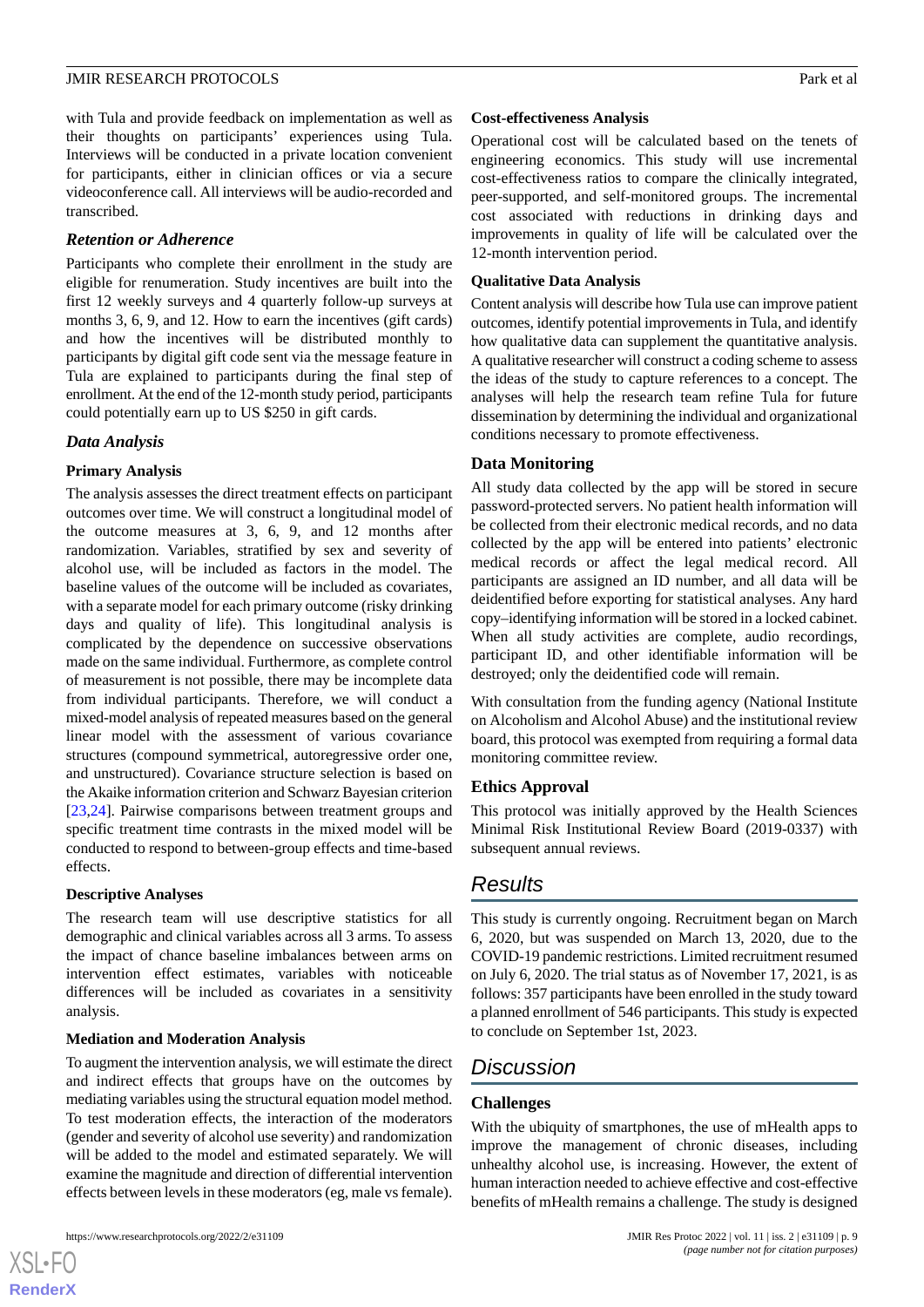with Tula and provide feedback on implementation as well as their thoughts on participants' experiences using Tula. Interviews will be conducted in a private location convenient for participants, either in clinician offices or via a secure videoconference call. All interviews will be audio-recorded and transcribed.

### Retention or Adherence

Participants who complete their enrollment in the study are eligible for renumeration. Study incentives are built into the first 12 weekly surveys and 4 quarterly follow-up surveys at months 3, 6, 9, and 12. How to earn the incentives (gift cards) and how the incentives will be distributed monthly to participants by digital gift code sent via the message feature in Tula are explained to participants during the final step of enrollment. At the end of the 12-month study period, participants could potentially earn up to US $250 in gift cards.

### Data Analysis

#### Primary Analysis

The analysis assesses the direct treatment effects on participant outcomes over time. We will construct a longitudinal model of the outcome measures at 3, 6, 9, and 12 months after randomization. Variables, stratified by sex and severity of alcohol use, will be included as factors in the model. The baseline values of the outcome will be included as covariates, with a separate model for each primary outcome (risky drinking days and quality of life). This longitudinal analysis is complicated by the dependence on successive observations made on the same individual. Furthermore, as complete control of measurement is not possible, there may be incomplete data from individual participants. Therefore, we will conduct a mixed-model analysis of repeated measures based on the general linear model with the assessment of various covariance structures (compound symmetrical, autoregressive order one, and unstructured). Covariance structure selection is based on the Akaike information criterion and Schwarz Bayesian criterion [23,24]. Pairwise comparisons between treatment groups and specific treatment time contrasts in the mixed model will be conducted to respond to between-group effects and time-based effects.

#### Descriptive Analyses

The research team will use descriptive statistics for all demographic and clinical variables across all 3 arms. To assess the impact of chance baseline imbalances between arms on intervention effect estimates, variables with noticeable differences will be included as covariates in a sensitivity analysis.

#### Mediation and Moderation Analysis

To augment the intervention analysis, we will estimate the direct and indirect effects that groups have on the outcomes by mediating variables using the structural equation model method. To test moderation effects, the interaction of the moderators (gender and severity of alcohol use severity) and randomization will be added to the model and estimated separately. We will examine the magnitude and direction of differential intervention effects between levels in these moderators (eg, male vs female).

#### Cost-effectiveness Analysis

Operational cost will be calculated based on the tenets of engineering economics. This study will use incremental cost-effectiveness ratios to compare the clinically integrated, peer-supported, and self-monitored groups. The incremental cost associated with reductions in drinking days and improvements in quality of life will be calculated over the 12-month intervention period.

#### Qualitative Data Analysis

Content analysis will describe how Tula use can improve patient outcomes, identify potential improvements in Tula, and identify how qualitative data can supplement the quantitative analysis. A qualitative researcher will construct a coding scheme to assess the ideas of the study to capture references to a concept. The analyses will help the research team refine Tula for future dissemination by determining the individual and organizational conditions necessary to promote effectiveness.

### Data Monitoring

All study data collected by the app will be stored in secure password-protected servers. No patient health information will be collected from their electronic medical records, and no data collected by the app will be entered into patients' electronic medical records or affect the legal medical record. All participants are assigned an ID number, and all data will be deidentified before exporting for statistical analyses. Any hard copy–identifying information will be stored in a locked cabinet. When all study activities are complete, audio recordings, participant ID, and other identifiable information will be destroyed; only the deidentified code will remain.

With consultation from the funding agency (National Institute on Alcoholism and Alcohol Abuse) and the institutional review board, this protocol was exempted from requiring a formal data monitoring committee review.

### Ethics Approval

This protocol was initially approved by the Health Sciences Minimal Risk Institutional Review Board (2019-0337) with subsequent annual reviews.

## Results

This study is currently ongoing. Recruitment began on March 6, 2020, but was suspended on March 13, 2020, due to the COVID-19 pandemic restrictions. Limited recruitment resumed on July 6, 2020. The trial status as of November 17, 2021, is as follows: 357 participants have been enrolled in the study toward a planned enrollment of 546 participants. This study is expected to conclude on September 1st, 2023.

## Discussion

### Challenges

With the ubiquity of smartphones, the use of mHealth apps to improve the management of chronic diseases, including unhealthy alcohol use, is increasing. However, the extent of human interaction needed to achieve effective and cost-effective benefits of mHealth remains a challenge. The study is designed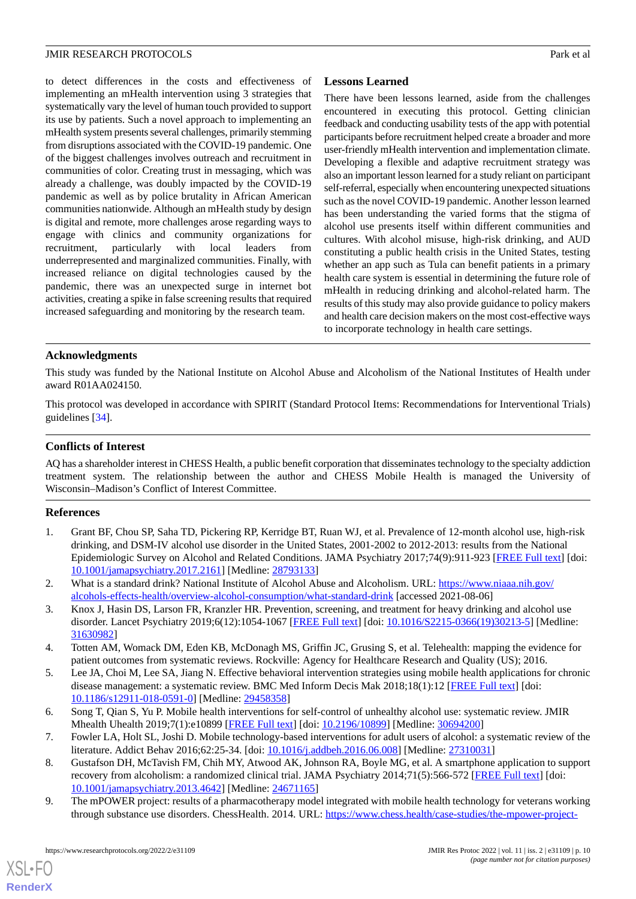to detect differences in the costs and effectiveness of implementing an mHealth intervention using 3 strategies that systematically vary the level of human touch provided to support its use by patients. Such a novel approach to implementing an mHealth system presents several challenges, primarily stemming from disruptions associated with the COVID-19 pandemic. One of the biggest challenges involves outreach and recruitment in communities of color. Creating trust in messaging, which was already a challenge, was doubly impacted by the COVID-19 pandemic as well as by police brutality in African American communities nationwide. Although an mHealth study by design is digital and remote, more challenges arose regarding ways to engage with clinics and community organizations for recruitment, particularly with local leaders from underrepresented and marginalized communities. Finally, with increased reliance on digital technologies caused by the pandemic, there was an unexpected surge in internet bot activities, creating a spike in false screening results that required increased safeguarding and monitoring by the research team.

### Lessons Learned

There have been lessons learned, aside from the challenges encountered in executing this protocol. Getting clinician feedback and conducting usability tests of the app with potential participants before recruitment helped create a broader and more user-friendly mHealth intervention and implementation climate. Developing a flexible and adaptive recruitment strategy was also an important lesson learned for a study reliant on participant self-referral, especially when encountering unexpected situations such as the novel COVID-19 pandemic. Another lesson learned has been understanding the varied forms that the stigma of alcohol use presents itself within different communities and cultures. With alcohol misuse, high-risk drinking, and AUD constituting a public health crisis in the United States, testing whether an app such as Tula can benefit patients in a primary health care system is essential in determining the future role of mHealth in reducing drinking and alcohol-related harm. The results of this study may also provide guidance to policy makers and health care decision makers on the most cost-effective ways to incorporate technology in health care settings.

## Acknowledgments

This study was funded by the National Institute on Alcohol Abuse and Alcoholism of the National Institutes of Health under award R01AA024150.

This protocol was developed in accordance with SPIRIT (Standard Protocol Items: Recommendations for Interventional Trials) guidelines [34].

## Conflicts of Interest

AQ has a shareholder interest in CHESS Health, a public benefit corporation that disseminates technology to the specialty addiction treatment system. The relationship between the author and CHESS Mobile Health is managed the University of Wisconsin–Madison's Conflict of Interest Committee.

## References

1. Grant BF, Chou SP, Saha TD, Pickering RP, Kerridge BT, Ruan WJ, et al. Prevalence of 12-month alcohol use, high-risk drinking, and DSM-IV alcohol use disorder in the United States, 2001-2002 to 2012-2013: results from the National Epidemiologic Survey on Alcohol and Related Conditions. JAMA Psychiatry 2017;74(9):911-923 [FREE Full text] [doi: 10.1001/jamapsychiatry.2017.2161] [Medline: 28793133]
2. What is a standard drink? National Institute of Alcohol Abuse and Alcoholism. URL: https://www.niaaa.nih.gov/alcohols-effects-health/overview-alcohol-consumption/what-standard-drink [accessed 2021-08-06]
3. Knox J, Hasin DS, Larson FR, Kranzler HR. Prevention, screening, and treatment for heavy drinking and alcohol use disorder. Lancet Psychiatry 2019;6(12):1054-1067 [FREE Full text] [doi: 10.1016/S2215-0366(19)30213-5] [Medline: 31630982]
4. Totten AM, Womack DM, Eden KB, McDonagh MS, Griffin JC, Grusing S, et al. Telehealth: mapping the evidence for patient outcomes from systematic reviews. Rockville: Agency for Healthcare Research and Quality (US); 2016.
5. Lee JA, Choi M, Lee SA, Jiang N. Effective behavioral intervention strategies using mobile health applications for chronic disease management: a systematic review. BMC Med Inform Decis Mak 2018;18(1):12 [FREE Full text] [doi: 10.1186/s12911-018-0591-0] [Medline: 29458358]
6. Song T, Qian S, Yu P. Mobile health interventions for self-control of unhealthy alcohol use: systematic review. JMIR Mhealth Uhealth 2019;7(1):e10899 [FREE Full text] [doi: 10.2196/10899] [Medline: 30694200]
7. Fowler LA, Holt SL, Joshi D. Mobile technology-based interventions for adult users of alcohol: a systematic review of the literature. Addict Behav 2016;62:25-34. [doi: 10.1016/j.addbeh.2016.06.008] [Medline: 27310031]
8. Gustafson DH, McTavish FM, Chih MY, Atwood AK, Johnson RA, Boyle MG, et al. A smartphone application to support recovery from alcoholism: a randomized clinical trial. JAMA Psychiatry 2014;71(5):566-572 [FREE Full text] [doi: 10.1001/jamapsychiatry.2013.4642] [Medline: 24671165]
9. The mPOWER project: results of a pharmacotherapy model integrated with mobile health technology for veterans working through substance use disorders. ChessHealth. 2014. URL: https://www.chess.health/case-studies/the-mpower-project-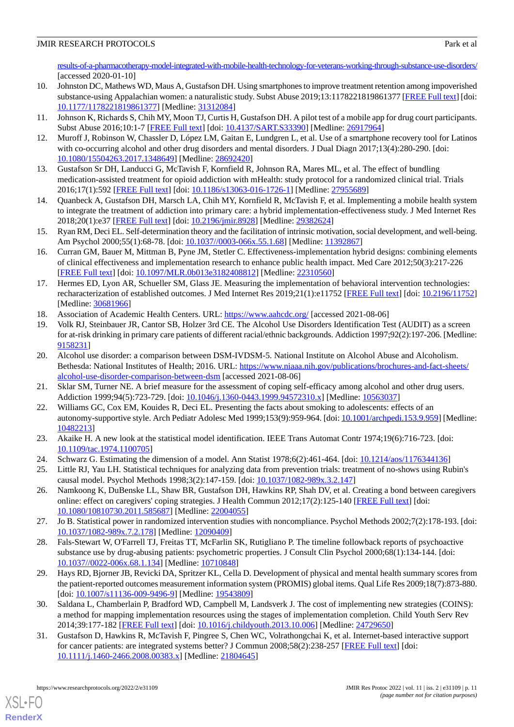results-of-a-pharmacotherapy-model-integrated-with-mobile-health-technology-for-veterans-working-through-substance-use-disorders/ [accessed 2020-01-10]

10. Johnston DC, Mathews WD, Maus A, Gustafson DH. Using smartphones to improve treatment retention among impoverished substance-using Appalachian women: a naturalistic study. Subst Abuse 2019;13:1178221819861377 [FREE Full text] [doi: 10.1177/1178221819861377] [Medline: 31312084]
11. Johnson K, Richards S, Chih MY, Moon TJ, Curtis H, Gustafson DH. A pilot test of a mobile app for drug court participants. Subst Abuse 2016;10:1-7 [FREE Full text] [doi: 10.4137/SART.S33390] [Medline: 26917964]
12. Muroff J, Robinson W, Chassler D, López LM, Gaitan E, Lundgren L, et al. Use of a smartphone recovery tool for Latinos with co-occurring alcohol and other drug disorders and mental disorders. J Dual Diagn 2017;13(4):280-290. [doi: 10.1080/15504263.2017.1348649] [Medline: 28692420]
13. Gustafson Sr DH, Landucci G, McTavish F, Kornfield R, Johnson RA, Mares ML, et al. The effect of bundling medication-assisted treatment for opioid addiction with mHealth: study protocol for a randomized clinical trial. Trials 2016;17(1):592 [FREE Full text] [doi: 10.1186/s13063-016-1726-1] [Medline: 27955689]
14. Quanbeck A, Gustafson DH, Marsch LA, Chih MY, Kornfield R, McTavish F, et al. Implementing a mobile health system to integrate the treatment of addiction into primary care: a hybrid implementation-effectiveness study. J Med Internet Res 2018;20(1):e37 [FREE Full text] [doi: 10.2196/jmir.8928] [Medline: 29382624]
15. Ryan RM, Deci EL. Self-determination theory and the facilitation of intrinsic motivation, social development, and well-being. Am Psychol 2000;55(1):68-78. [doi: 10.1037//0003-066x.55.1.68] [Medline: 11392867]
16. Curran GM, Bauer M, Mittman B, Pyne JM, Stetler C. Effectiveness-implementation hybrid designs: combining elements of clinical effectiveness and implementation research to enhance public health impact. Med Care 2012;50(3):217-226 [FREE Full text] [doi: 10.1097/MLR.0b013e3182408812] [Medline: 22310560]
17. Hermes ED, Lyon AR, Schueller SM, Glass JE. Measuring the implementation of behavioral intervention technologies: recharacterization of established outcomes. J Med Internet Res 2019;21(1):e11752 [FREE Full text] [doi: 10.2196/11752] [Medline: 30681966]
18. Association of Academic Health Centers. URL: https://www.aahcdc.org/ [accessed 2021-08-06]
19. Volk RJ, Steinbauer JR, Cantor SB, Holzer 3rd CE. The Alcohol Use Disorders Identification Test (AUDIT) as a screen for at-risk drinking in primary care patients of different racial/ethnic backgrounds. Addiction 1997;92(2):197-206. [Medline: 9158231]
20. Alcohol use disorder: a comparison between DSM-IVDSM-5. National Institute on Alcohol Abuse and Alcoholism. Bethesda: National Institutes of Health; 2016. URL: https://www.niaaa.nih.gov/publications/brochures-and-fact-sheets/alcohol-use-disorder-comparison-between-dsm [accessed 2021-08-06]
21. Sklar SM, Turner NE. A brief measure for the assessment of coping self-efficacy among alcohol and other drug users. Addiction 1999;94(5):723-729. [doi: 10.1046/j.1360-0443.1999.94572310.x] [Medline: 10563037]
22. Williams GC, Cox EM, Kouides R, Deci EL. Presenting the facts about smoking to adolescents: effects of an autonomy-supportive style. Arch Pediatr Adolesc Med 1999;153(9):959-964. [doi: 10.1001/archpedi.153.9.959] [Medline: 10482213]
23. Akaike H. A new look at the statistical model identification. IEEE Trans Automat Contr 1974;19(6):716-723. [doi: 10.1109/tac.1974.1100705]
24. Schwarz G. Estimating the dimension of a model. Ann Statist 1978;6(2):461-464. [doi: 10.1214/aos/1176344136]
25. Little RJ, Yau LH. Statistical techniques for analyzing data from prevention trials: treatment of no-shows using Rubin's causal model. Psychol Methods 1998;3(2):147-159. [doi: 10.1037/1082-989x.3.2.147]
26. Namkoong K, DuBenske LL, Shaw BR, Gustafson DH, Hawkins RP, Shah DV, et al. Creating a bond between caregivers online: effect on caregivers' coping strategies. J Health Commun 2012;17(2):125-140 [FREE Full text] [doi: 10.1080/10810730.2011.585687] [Medline: 22004055]
27. Jo B. Statistical power in randomized intervention studies with noncompliance. Psychol Methods 2002;7(2):178-193. [doi: 10.1037/1082-989x.7.2.178] [Medline: 12090409]
28. Fals-Stewart W, O'Farrell TJ, Freitas TT, McFarlin SK, Rutigliano P. The timeline followback reports of psychoactive substance use by drug-abusing patients: psychometric properties. J Consult Clin Psychol 2000;68(1):134-144. [doi: 10.1037//0022-006x.68.1.134] [Medline: 10710848]
29. Hays RD, Bjorner JB, Revicki DA, Spritzer KL, Cella D. Development of physical and mental health summary scores from the patient-reported outcomes measurement information system (PROMIS) global items. Qual Life Res 2009;18(7):873-880. [doi: 10.1007/s11136-009-9496-9] [Medline: 19543809]
30. Saldana L, Chamberlain P, Bradford WD, Campbell M, Landsverk J. The cost of implementing new strategies (COINS): a method for mapping implementation resources using the stages of implementation completion. Child Youth Serv Rev 2014;39:177-182 [FREE Full text] [doi: 10.1016/j.childyouth.2013.10.006] [Medline: 24729650]
31. Gustafson D, Hawkins R, McTavish F, Pingree S, Chen WC, Volrathongchai K, et al. Internet-based interactive support for cancer patients: are integrated systems better? J Commun 2008;58(2):238-257 [FREE Full text] [doi: 10.1111/j.1460-2466.2008.00383.x] [Medline: 21804645]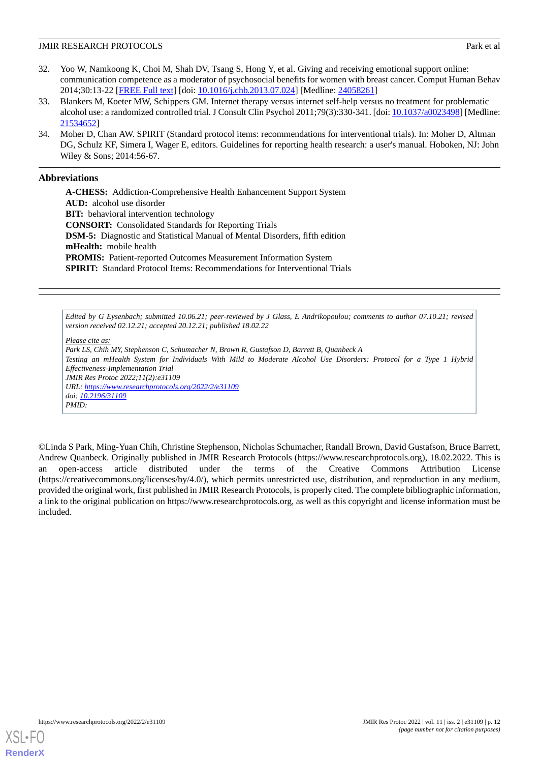32. Yoo W, Namkoong K, Choi M, Shah DV, Tsang S, Hong Y, et al. Giving and receiving emotional support online: communication competence as a moderator of psychosocial benefits for women with breast cancer. Comput Human Behav 2014;30:13-22 [FREE Full text] [doi: 10.1016/j.chb.2013.07.024] [Medline: 24058261]
33. Blankers M, Koeter MW, Schippers GM. Internet therapy versus internet self-help versus no treatment for problematic alcohol use: a randomized controlled trial. J Consult Clin Psychol 2011;79(3):330-341. [doi: 10.1037/a0023498] [Medline: 21534652]
34. Moher D, Chan AW. SPIRIT (Standard protocol items: recommendations for interventional trials). In: Moher D, Altman DG, Schulz KF, Simera I, Wager E, editors. Guidelines for reporting health research: a user's manual. Hoboken, NJ: John Wiley & Sons; 2014:56-67.

## Abbreviations

**A-CHESS:** Addiction-Comprehensive Health Enhancement Support System
**AUD:** alcohol use disorder
**BIT:** behavioral intervention technology
**CONSORT:** Consolidated Standards for Reporting Trials
**DSM-5:** Diagnostic and Statistical Manual of Mental Disorders, fifth edition
**mHealth:** mobile health
**PROMIS:** Patient-reported Outcomes Measurement Information System
**SPIRIT:** Standard Protocol Items: Recommendations for Interventional Trials

*Edited by G Eysenbach; submitted 10.06.21; peer-reviewed by J Glass, E Andrikopoulou; comments to author 07.10.21; revised version received 02.12.21; accepted 20.12.21; published 18.02.22*

*Please cite as:*
*Park LS, Chih MY, Stephenson C, Schumacher N, Brown R, Gustafson D, Barrett B, Quanbeck A*
*Testing an mHealth System for Individuals With Mild to Moderate Alcohol Use Disorders: Protocol for a Type 1 Hybrid Effectiveness-Implementation Trial*
*JMIR Res Protoc 2022;11(2):e31109*
*URL: https://www.researchprotocols.org/2022/2/e31109*
*doi: 10.2196/31109*
*PMID:*

©Linda S Park, Ming-Yuan Chih, Christine Stephenson, Nicholas Schumacher, Randall Brown, David Gustafson, Bruce Barrett, Andrew Quanbeck. Originally published in JMIR Research Protocols (https://www.researchprotocols.org), 18.02.2022. This is an open-access article distributed under the terms of the Creative Commons Attribution License (https://creativecommons.org/licenses/by/4.0/), which permits unrestricted use, distribution, and reproduction in any medium, provided the original work, first published in JMIR Research Protocols, is properly cited. The complete bibliographic information, a link to the original publication on https://www.researchprotocols.org, as well as this copyright and license information must be included.